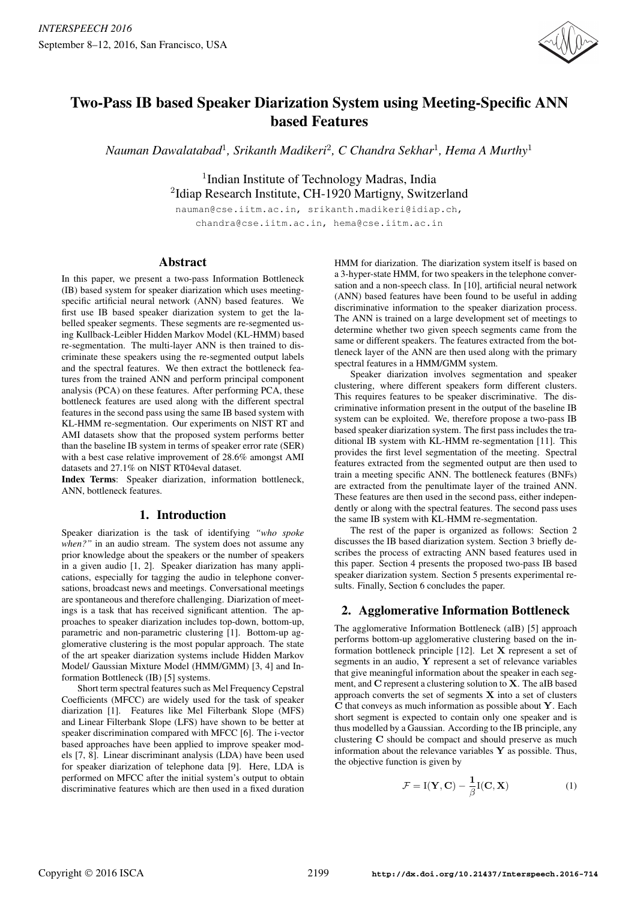# Two-Pass IB based Speaker Diarization System using Meeting-Specific ANN based Features

*Nauman Dawalatabad*[1], *Srikanth Madikeri*[2], *C Chandra Sekhar*[1], *Hema A Murthy*[1]

[1]Indian Institute of Technology Madras, India
[2]Idiap Research Institute, CH-1920 Martigny, Switzerland

nauman@cse.iitm.ac.in, srikanth.madikeri@idiap.ch, chandra@cse.iitm.ac.in, hema@cse.iitm.ac.in

## Abstract

In this paper, we present a two-pass Information Bottleneck (IB) based system for speaker diarization which uses meeting-specific artificial neural network (ANN) based features. We first use IB based speaker diarization system to get the labelled speaker segments. These segments are re-segmented using Kullback-Leibler Hidden Markov Model (KL-HMM) based re-segmentation. The multi-layer ANN is then trained to discriminate these speakers using the re-segmented output labels and the spectral features. We then extract the bottleneck features from the trained ANN and perform principal component analysis (PCA) on these features. After performing PCA, these bottleneck features are used along with the different spectral features in the second pass using the same IB based system with KL-HMM re-segmentation. Our experiments on NIST RT and AMI datasets show that the proposed system performs better than the baseline IB system in terms of speaker error rate (SER) with a best case relative improvement of 28.6% amongst AMI datasets and 27.1% on NIST RT04eval dataset.

**Index Terms**: Speaker diarization, information bottleneck, ANN, bottleneck features.

## 1. Introduction

Speaker diarization is the task of identifying *"who spoke when?"* in an audio stream. The system does not assume any prior knowledge about the speakers or the number of speakers in a given audio [1, 2]. Speaker diarization has many applications, especially for tagging the audio in telephone conversations, broadcast news and meetings. Conversational meetings are spontaneous and therefore challenging. Diarization of meetings is a task that has received significant attention. The approaches to speaker diarization includes top-down, bottom-up, parametric and non-parametric clustering [1]. Bottom-up agglomerative clustering is the most popular approach. The state of the art speaker diarization systems include Hidden Markov Model/ Gaussian Mixture Model (HMM/GMM) [3, 4] and Information Bottleneck (IB) [5] systems.

Short term spectral features such as Mel Frequency Cepstral Coefficients (MFCC) are widely used for the task of speaker diarization [1]. Features like Mel Filterbank Slope (MFS) and Linear Filterbank Slope (LFS) have shown to be better at speaker discrimination compared with MFCC [6]. The i-vector based approaches have been applied to improve speaker models [7, 8]. Linear discriminant analysis (LDA) have been used for speaker diarization of telephone data [9]. Here, LDA is performed on MFCC after the initial system's output to obtain discriminative features which are then used in a fixed duration HMM for diarization. The diarization system itself is based on a 3-hyper-state HMM, for two speakers in the telephone conversation and a non-speech class. In [10], artificial neural network (ANN) based features have been found to be useful in adding discriminative information to the speaker diarization process. The ANN is trained on a large development set of meetings to determine whether two given speech segments came from the same or different speakers. The features extracted from the bottleneck layer of the ANN are then used along with the primary spectral features in a HMM/GMM system.

Speaker diarization involves segmentation and speaker clustering, where different speakers form different clusters. This requires features to be speaker discriminative. The discriminative information present in the output of the baseline IB system can be exploited. We, therefore propose a two-pass IB based speaker diarization system. The first pass includes the traditional IB system with KL-HMM re-segmentation [11]. This provides the first level segmentation of the meeting. Spectral features extracted from the segmented output are then used to train a meeting specific ANN. The bottleneck features (BNFs) are extracted from the penultimate layer of the trained ANN. These features are then used in the second pass, either independently or along with the spectral features. The second pass uses the same IB system with KL-HMM re-segmentation.

The rest of the paper is organized as follows: Section 2 discusses the IB based diarization system. Section 3 briefly describes the process of extracting ANN based features used in this paper. Section 4 presents the proposed two-pass IB based speaker diarization system. Section 5 presents experimental results. Finally, Section 6 concludes the paper.

## 2. Agglomerative Information Bottleneck

The agglomerative Information Bottleneck (aIB) [5] approach performs bottom-up agglomerative clustering based on the information bottleneck principle [12]. Let $\mathbf{X}$ represent a set of segments in an audio, $\mathbf{Y}$ represent a set of relevance variables that give meaningful information about the speaker in each segment, and $\mathbf{C}$ represent a clustering solution to $\mathbf{X}$. The aIB based approach converts the set of segments $\mathbf{X}$ into a set of clusters $\mathbf{C}$ that conveys as much information as possible about $\mathbf{Y}$. Each short segment is expected to contain only one speaker and is thus modelled by a Gaussian. According to the IB principle, any clustering $\mathbf{C}$ should be compact and should preserve as much information about the relevance variables $\mathbf{Y}$ as possible. Thus, the objective function is given by

$$\mathcal{F} = \mathrm{I}(\mathbf{Y}, \mathbf{C}) - \frac{\mathbf{1}}{\beta}\mathrm{I}(\mathbf{C}, \mathbf{X}) \tag{1}$$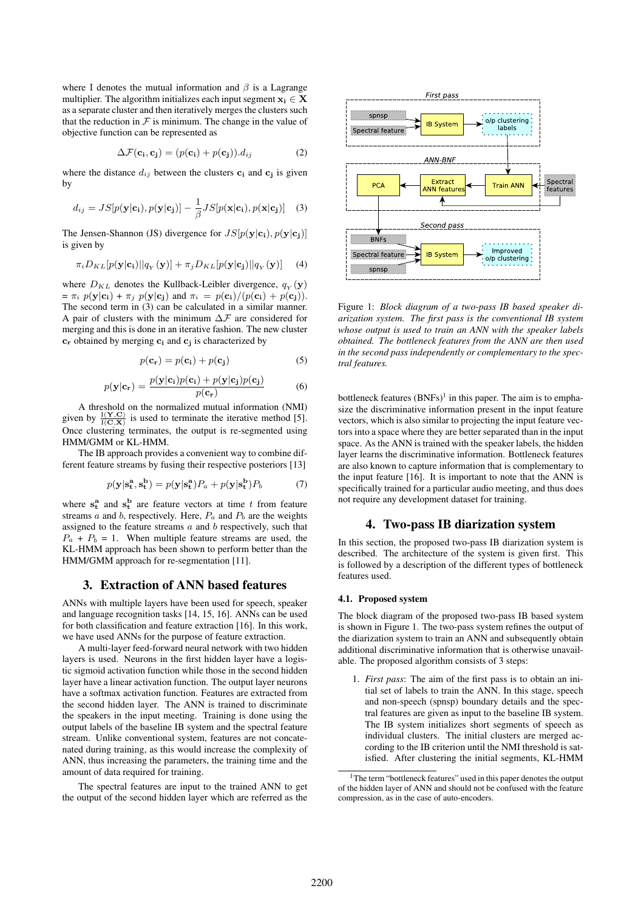where I denotes the mutual information and $\beta$ is a Lagrange multiplier. The algorithm initializes each input segment $\mathbf{x_i} \in \mathbf{X}$ as a separate cluster and then iteratively merges the clusters such that the reduction in $\mathcal{F}$ is minimum. The change in the value of objective function can be represented as

$$\Delta\mathcal{F}(\mathbf{c_i}, \mathbf{c_j}) = (p(\mathbf{c_i}) + p(\mathbf{c_j})).d_{ij} \tag{2}$$

where the distance $d_{ij}$ between the clusters $\mathbf{c_i}$ and $\mathbf{c_j}$ is given by

$$d_{ij} = JS[p(\mathbf{y}|\mathbf{c_i}), p(\mathbf{y}|\mathbf{c_j})] - \frac{1}{\beta}JS[p(\mathbf{x}|\mathbf{c_i}), p(\mathbf{x}|\mathbf{c_j})] \tag{3}$$

The Jensen-Shannon (JS) divergence for $JS[p(\mathbf{y}|\mathbf{c_i}), p(\mathbf{y}|\mathbf{c_j})]$ is given by

$$\pi_i D_{KL}[p(\mathbf{y}|\mathbf{c_i})||q_Y(\mathbf{y})] + \pi_j D_{KL}[p(\mathbf{y}|\mathbf{c_j})||q_Y(\mathbf{y})] \tag{4}$$

where $D_{KL}$ denotes the Kullback-Leibler divergence, $q_Y(\mathbf{y})$ = $\pi_i$ $p(\mathbf{y}|\mathbf{c_i})$ + $\pi_j$ $p(\mathbf{y}|\mathbf{c_j})$ and $\pi_i = p(\mathbf{c_i})/(p(\mathbf{c_i}) + p(\mathbf{c_j}))$. The second term in (3) can be calculated in a similar manner. A pair of clusters with the minimum $\Delta\mathcal{F}$ are considered for merging and this is done in an iterative fashion. The new cluster $\mathbf{c_r}$ obtained by merging $\mathbf{c_i}$ and $\mathbf{c_j}$ is characterized by

$$p(\mathbf{c_r}) = p(\mathbf{c_i}) + p(\mathbf{c_j}) \tag{5}$$

$$p(\mathbf{y}|\mathbf{c_r}) = \frac{p(\mathbf{y}|\mathbf{c_i})p(\mathbf{c_i}) + p(\mathbf{y}|\mathbf{c_j})p(\mathbf{c_j})}{p(\mathbf{c_r})} \tag{6}$$

A threshold on the normalized mutual information (NMI) given by $\frac{\mathrm{I}(\mathbf{Y},\mathbf{C})}{\mathrm{I}(\mathbf{C},\mathbf{X})}$ is used to terminate the iterative method [5]. Once clustering terminates, the output is re-segmented using HMM/GMM or KL-HMM.

The IB approach provides a convenient way to combine different feature streams by fusing their respective posteriors [13]

$$p(\mathbf{y}|\mathbf{s_t^a}, \mathbf{s_t^b}) = p(\mathbf{y}|\mathbf{s_t^a})P_a + p(\mathbf{y}|\mathbf{s_t^b})P_b \tag{7}$$

where $\mathbf{s_t^a}$ and $\mathbf{s_t^b}$ are feature vectors at time $t$ from feature streams $a$ and $b$, respectively. Here, $P_a$ and $P_b$ are the weights assigned to the feature streams $a$ and $b$ respectively, such that $P_a$ + $P_b$ = 1. When multiple feature streams are used, the KL-HMM approach has been shown to perform better than the HMM/GMM approach for re-segmentation [11].

## 3. Extraction of ANN based features

ANNs with multiple layers have been used for speech, speaker and language recognition tasks [14, 15, 16]. ANNs can be used for both classification and feature extraction [16]. In this work, we have used ANNs for the purpose of feature extraction.

A multi-layer feed-forward neural network with two hidden layers is used. Neurons in the first hidden layer have a logistic sigmoid activation function while those in the second hidden layer have a linear activation function. The output layer neurons have a softmax activation function. Features are extracted from the second hidden layer. The ANN is trained to discriminate the speakers in the input meeting. Training is done using the output labels of the baseline IB system and the spectral feature stream. Unlike conventional system, features are not concatenated during training, as this would increase the complexity of ANN, thus increasing the parameters, the training time and the amount of data required for training.

The spectral features are input to the trained ANN to get the output of the second hidden layer which are referred as the bottleneck features (BNFs)[1] in this paper. The aim is to emphasize the discriminative information present in the input feature vectors, which is also similar to projecting the input feature vectors into a space where they are better separated than in the input space. As the ANN is trained with the speaker labels, the hidden layer learns the discriminative information. Bottleneck features are also known to capture information that is complementary to the input feature [16]. It is important to note that the ANN is specifically trained for a particular audio meeting, and thus does not require any development dataset for training.

Figure 1: *Block diagram of a two-pass IB based speaker diarization system. The first pass is the conventional IB system whose output is used to train an ANN with the speaker labels obtained. The bottleneck features from the ANN are then used in the second pass independently or complementary to the spectral features.*

## 4. Two-pass IB diarization system

In this section, the proposed two-pass IB diarization system is described. The architecture of the system is given first. This is followed by a description of the different types of bottleneck features used.

### 4.1. Proposed system

The block diagram of the proposed two-pass IB based system is shown in Figure 1. The two-pass system refines the output of the diarization system to train an ANN and subsequently obtain additional discriminative information that is otherwise unavailable. The proposed algorithm consists of 3 steps:

1. *First pass*: The aim of the first pass is to obtain an initial set of labels to train the ANN. In this stage, speech and non-speech (spnsp) boundary details and the spectral features are given as input to the baseline IB system. The IB system initializes short segments of speech as individual clusters. The initial clusters are merged according to the IB criterion until the NMI threshold is satisfied. After clustering the initial segments, KL-HMM

[1] The term "bottleneck features" used in this paper denotes the output of the hidden layer of ANN and should not be confused with the feature compression, as in the case of auto-encoders.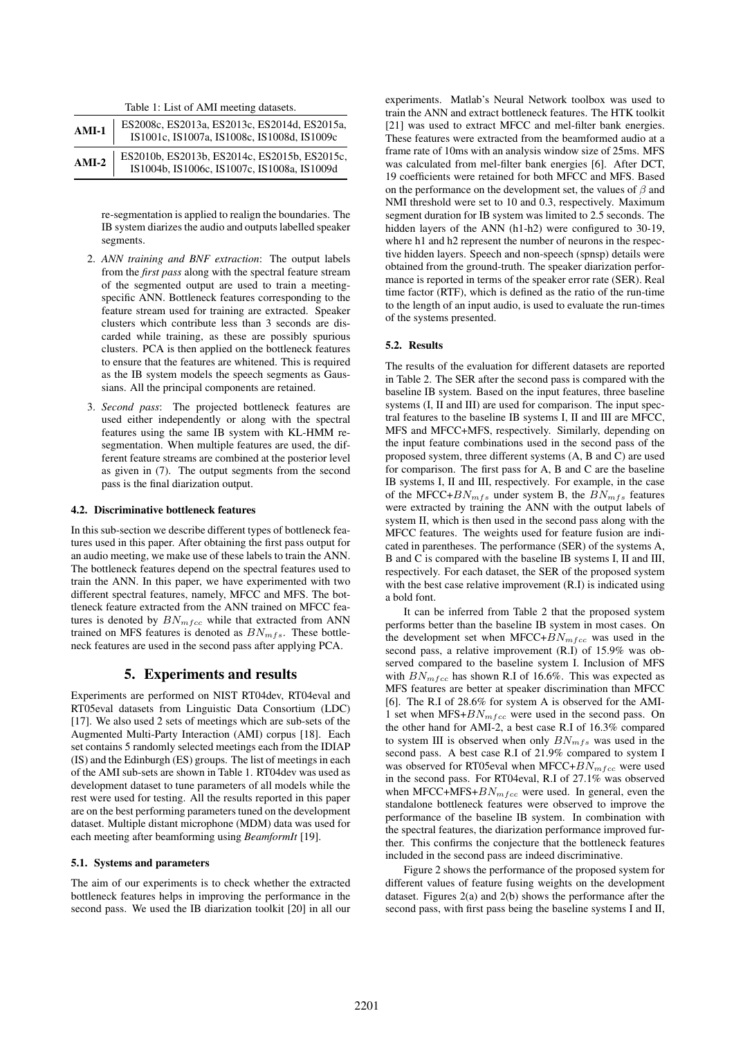Table 1: List of AMI meeting datasets.

| | |
|---|---|
| **AMI-1** | ES2008c, ES2013a, ES2013c, ES2014d, ES2015a, IS1001c, IS1007a, IS1008c, IS1008d, IS1009c |
| **AMI-2** | ES2010b, ES2013b, ES2014c, ES2015b, ES2015c, IS1004b, IS1006c, IS1007c, IS1008a, IS1009d |

re-segmentation is applied to realign the boundaries. The IB system diarizes the audio and outputs labelled speaker segments.

2. *ANN training and BNF extraction*: The output labels from the *first pass* along with the spectral feature stream of the segmented output are used to train a meeting-specific ANN. Bottleneck features corresponding to the feature stream used for training are extracted. Speaker clusters which contribute less than 3 seconds are discarded while training, as these are possibly spurious clusters. PCA is then applied on the bottleneck features to ensure that the features are whitened. This is required as the IB system models the speech segments as Gaussians. All the principal components are retained.

3. *Second pass*: The projected bottleneck features are used either independently or along with the spectral features using the same IB system with KL-HMM re-segmentation. When multiple features are used, the different feature streams are combined at the posterior level as given in (7). The output segments from the second pass is the final diarization output.

### 4.2. Discriminative bottleneck features

In this sub-section we describe different types of bottleneck features used in this paper. After obtaining the first pass output for an audio meeting, we make use of these labels to train the ANN. The bottleneck features depend on the spectral features used to train the ANN. In this paper, we have experimented with two different spectral features, namely, MFCC and MFS. The bottleneck feature extracted from the ANN trained on MFCC features is denoted by $BN_{mfcc}$ while that extracted from ANN trained on MFS features is denoted as $BN_{mfs}$. These bottleneck features are used in the second pass after applying PCA.

## 5. Experiments and results

Experiments are performed on NIST RT04dev, RT04eval and RT05eval datasets from Linguistic Data Consortium (LDC) [17]. We also used 2 sets of meetings which are sub-sets of the Augmented Multi-Party Interaction (AMI) corpus [18]. Each set contains 5 randomly selected meetings each from the IDIAP (IS) and the Edinburgh (ES) groups. The list of meetings in each of the AMI sub-sets are shown in Table 1. RT04dev was used as development dataset to tune parameters of all models while the rest were used for testing. All the results reported in this paper are on the best performing parameters tuned on the development dataset. Multiple distant microphone (MDM) data was used for each meeting after beamforming using *BeamformIt* [19].

### 5.1. Systems and parameters

The aim of our experiments is to check whether the extracted bottleneck features helps in improving the performance in the second pass. We used the IB diarization toolkit [20] in all our experiments. Matlab's Neural Network toolbox was used to train the ANN and extract bottleneck features. The HTK toolkit [21] was used to extract MFCC and mel-filter bank energies. These features were extracted from the beamformed audio at a frame rate of 10ms with an analysis window size of 25ms. MFS was calculated from mel-filter bank energies [6]. After DCT, 19 coefficients were retained for both MFCC and MFS. Based on the performance on the development set, the values of $\beta$ and NMI threshold were set to 10 and 0.3, respectively. Maximum segment duration for IB system was limited to 2.5 seconds. The hidden layers of the ANN (h1-h2) were configured to 30-19, where h1 and h2 represent the number of neurons in the respective hidden layers. Speech and non-speech (spnsp) details were obtained from the ground-truth. The speaker diarization performance is reported in terms of the speaker error rate (SER). Real time factor (RTF), which is defined as the ratio of the run-time to the length of an input audio, is used to evaluate the run-times of the systems presented.

### 5.2. Results

The results of the evaluation for different datasets are reported in Table 2. The SER after the second pass is compared with the baseline IB system. Based on the input features, three baseline systems (I, II and III) are used for comparison. The input spectral features to the baseline IB systems I, II and III are MFCC, MFS and MFCC+MFS, respectively. Similarly, depending on the input feature combinations used in the second pass of the proposed system, three different systems (A, B and C) are used for comparison. The first pass for A, B and C are the baseline IB systems I, II and III, respectively. For example, in the case of the MFCC+$BN_{mfs}$ under system B, the $BN_{mfs}$ features were extracted by training the ANN with the output labels of system II, which is then used in the second pass along with the MFCC features. The weights used for feature fusion are indicated in parentheses. The performance (SER) of the systems A, B and C is compared with the baseline IB systems I, II and III, respectively. For each dataset, the SER of the proposed system with the best case relative improvement (R.I) is indicated using a bold font.

It can be inferred from Table 2 that the proposed system performs better than the baseline IB system in most cases. On the development set when MFCC+$BN_{mfcc}$ was used in the second pass, a relative improvement (R.I) of 15.9% was observed compared to the baseline system I. Inclusion of MFS with $BN_{mfcc}$ has shown R.I of 16.6%. This was expected as MFS features are better at speaker discrimination than MFCC [6]. The R.I of 28.6% for system A is observed for the AMI-1 set when MFS+$BN_{mfcc}$ were used in the second pass. On the other hand for AMI-2, a best case R.I of 16.3% compared to system III is observed when only $BN_{mfs}$ was used in the second pass. A best case R.I of 21.9% compared to system I was observed for RT05eval when MFCC+$BN_{mfcc}$ were used in the second pass. For RT04eval, R.I of 27.1% was observed when MFCC+MFS+$BN_{mfcc}$ were used. In general, even the standalone bottleneck features were observed to improve the performance of the baseline IB system. In combination with the spectral features, the diarization performance improved further. This confirms the conjecture that the bottleneck features included in the second pass are indeed discriminative.

Figure 2 shows the performance of the proposed system for different values of feature fusing weights on the development dataset. Figures 2(a) and 2(b) shows the performance after the second pass, with first pass being the baseline systems I and II,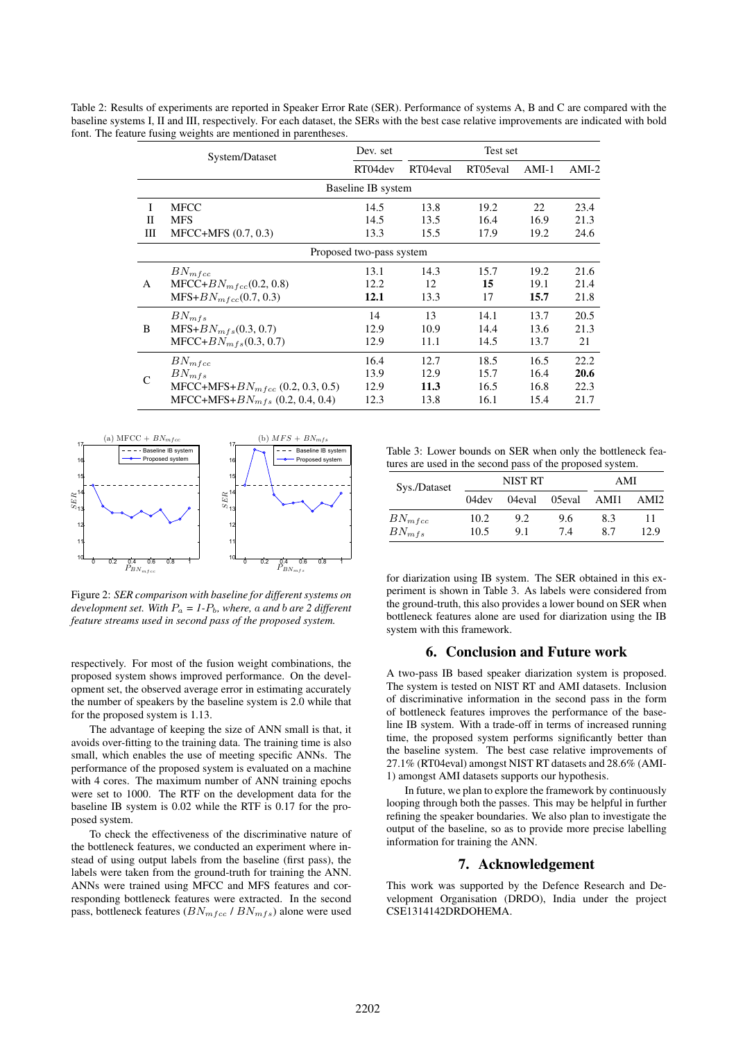Table 2: Results of experiments are reported in Speaker Error Rate (SER). Performance of systems A, B and C are compared with the baseline systems I, II and III, respectively. For each dataset, the SERs with the best case relative improvements are indicated with bold font. The feature fusing weights are mentioned in parentheses.

| System/Dataset | | Dev. set | Test set | | | |
|---|---|---|---|---|---|---|
| | | RT04dev | RT04eval | RT05eval | AMI-1 | AMI-2 |
| **Baseline IB system** | | | | | | |
| I | MFCC | 14.5 | 13.8 | 19.2 | 22 | 23.4 |
| II | MFS | 14.5 | 13.5 | 16.4 | 16.9 | 21.3 |
| III | MFCC+MFS (0.7, 0.3) | 13.3 | 15.5 | 17.9 | 19.2 | 24.6 |
| **Proposed two-pass system** | | | | | | |
| A | $BN_{mfcc}$ | 13.1 | 14.3 | 15.7 | 19.2 | 21.6 |
| A | MFCC+$BN_{mfcc}$(0.2, 0.8) | 12.2 | 12 | **15** | 19.1 | 21.4 |
| A | MFS+$BN_{mfcc}$(0.7, 0.3) | **12.1** | 13.3 | 17 | **15.7** | 21.8 |
| B | $BN_{mfs}$ | 14 | 13 | 14.1 | 13.7 | 20.5 |
| B | MFS+$BN_{mfs}$(0.3, 0.7) | 12.9 | 10.9 | 14.4 | 13.6 | 21.3 |
| B | MFCC+$BN_{mfs}$(0.3, 0.7) | 12.9 | 11.1 | 14.5 | 13.7 | 21 |
| C | $BN_{mfcc}$ | 16.4 | 12.7 | 18.5 | 16.5 | 22.2 |
| C | $BN_{mfs}$ | 13.9 | 12.9 | 15.7 | 16.4 | **20.6** |
| C | MFCC+MFS+$BN_{mfcc}$ (0.2, 0.3, 0.5) | 12.9 | **11.3** | 16.5 | 16.8 | 22.3 |
| C | MFCC+MFS+$BN_{mfs}$ (0.2, 0.4, 0.4) | 12.3 | 13.8 | 16.1 | 15.4 | 21.7 |

Figure 2: *SER comparison with baseline for different systems on development set. With $P_a$ = 1-$P_b$, where, a and b are 2 different feature streams used in second pass of the proposed system.*

respectively. For most of the fusion weight combinations, the proposed system shows improved performance. On the development set, the observed average error in estimating accurately the number of speakers by the baseline system is 2.0 while that for the proposed system is 1.13.

The advantage of keeping the size of ANN small is that, it avoids over-fitting to the training data. The training time is also small, which enables the use of meeting specific ANNs. The performance of the proposed system is evaluated on a machine with 4 cores. The maximum number of ANN training epochs were set to 1000. The RTF on the development data for the baseline IB system is 0.02 while the RTF is 0.17 for the proposed system.

To check the effectiveness of the discriminative nature of the bottleneck features, we conducted an experiment where instead of using output labels from the baseline (first pass), the labels were taken from the ground-truth for training the ANN. ANNs were trained using MFCC and MFS features and corresponding bottleneck features were extracted. In the second pass, bottleneck features ($BN_{mfcc}$ / $BN_{mfs}$) alone were used for diarization using IB system. The SER obtained in this experiment is shown in Table 3. As labels were considered from the ground-truth, this also provides a lower bound on SER when bottleneck features alone are used for diarization using the IB system with this framework.

Table 3: Lower bounds on SER when only the bottleneck features are used in the second pass of the proposed system.

| Sys./Dataset | NIST RT | | | AMI | |
|---|---|---|---|---|---|
| | 04dev | 04eval | 05eval | AMI1 | AMI2 |
| $BN_{mfcc}$ | 10.2 | 9.2 | 9.6 | 8.3 | 11 |
| $BN_{mfs}$ | 10.5 | 9.1 | 7.4 | 8.7 | 12.9 |

## 6. Conclusion and Future work

A two-pass IB based speaker diarization system is proposed. The system is tested on NIST RT and AMI datasets. Inclusion of discriminative information in the second pass in the form of bottleneck features improves the performance of the baseline IB system. With a trade-off in terms of increased running time, the proposed system performs significantly better than the baseline system. The best case relative improvements of 27.1% (RT04eval) amongst NIST RT datasets and 28.6% (AMI-1) amongst AMI datasets supports our hypothesis.

In future, we plan to explore the framework by continuously looping through both the passes. This may be helpful in further refining the speaker boundaries. We also plan to investigate the output of the baseline, so as to provide more precise labelling information for training the ANN.

## 7. Acknowledgement

This work was supported by the Defence Research and Development Organisation (DRDO), India under the project CSE1314142DRDOHEMA.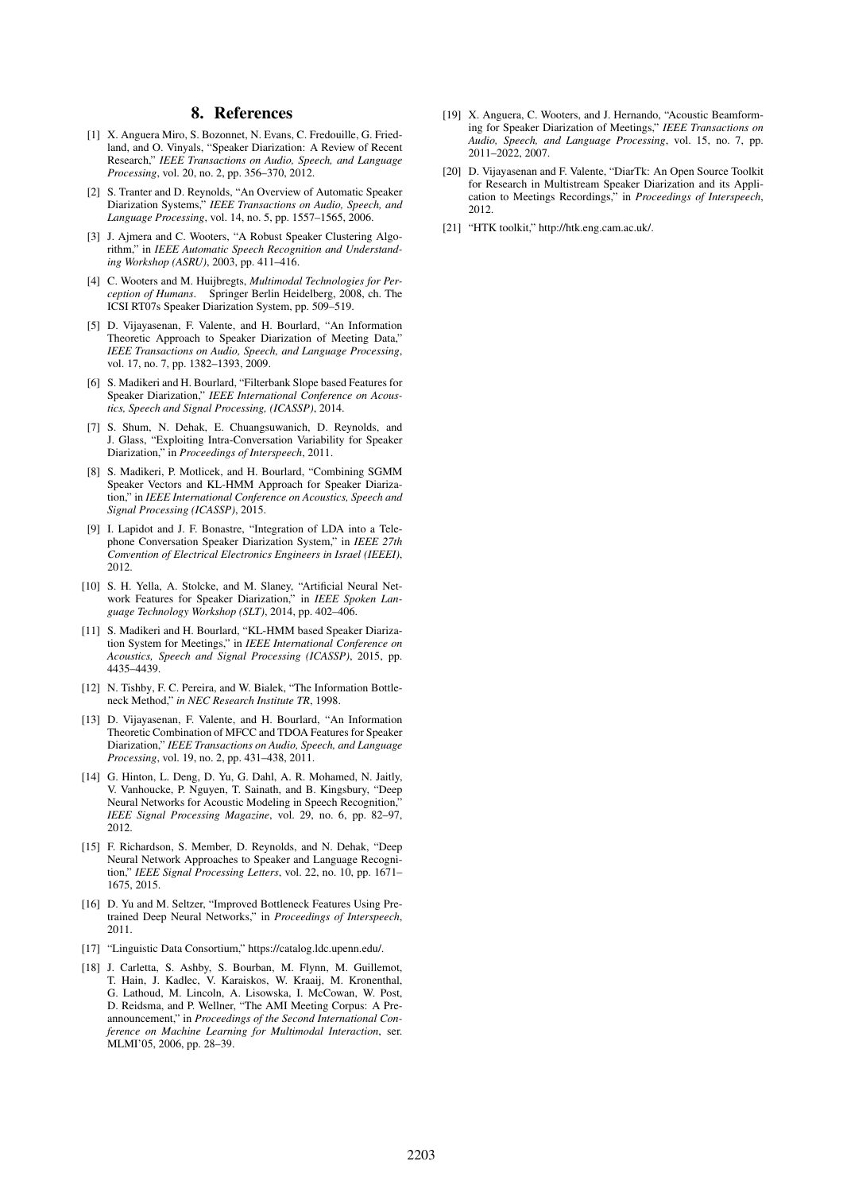## 8. References

[1] X. Anguera Miro, S. Bozonnet, N. Evans, C. Fredouille, G. Friedland, and O. Vinyals, "Speaker Diarization: A Review of Recent Research," *IEEE Transactions on Audio, Speech, and Language Processing*, vol. 20, no. 2, pp. 356–370, 2012.

[2] S. Tranter and D. Reynolds, "An Overview of Automatic Speaker Diarization Systems," *IEEE Transactions on Audio, Speech, and Language Processing*, vol. 14, no. 5, pp. 1557–1565, 2006.

[3] J. Ajmera and C. Wooters, "A Robust Speaker Clustering Algorithm," in *IEEE Automatic Speech Recognition and Understanding Workshop (ASRU)*, 2003, pp. 411–416.

[4] C. Wooters and M. Huijbregts, *Multimodal Technologies for Perception of Humans*. Springer Berlin Heidelberg, 2008, ch. The ICSI RT07s Speaker Diarization System, pp. 509–519.

[5] D. Vijayasenan, F. Valente, and H. Bourlard, "An Information Theoretic Approach to Speaker Diarization of Meeting Data," *IEEE Transactions on Audio, Speech, and Language Processing*, vol. 17, no. 7, pp. 1382–1393, 2009.

[6] S. Madikeri and H. Bourlard, "Filterbank Slope based Features for Speaker Diarization," *IEEE International Conference on Acoustics, Speech and Signal Processing, (ICASSP)*, 2014.

[7] S. Shum, N. Dehak, E. Chuangsuwanich, D. Reynolds, and J. Glass, "Exploiting Intra-Conversation Variability for Speaker Diarization," in *Proceedings of Interspeech*, 2011.

[8] S. Madikeri, P. Motlicek, and H. Bourlard, "Combining SGMM Speaker Vectors and KL-HMM Approach for Speaker Diarization," in *IEEE International Conference on Acoustics, Speech and Signal Processing (ICASSP)*, 2015.

[9] I. Lapidot and J. F. Bonastre, "Integration of LDA into a Telephone Conversation Speaker Diarization System," in *IEEE 27th Convention of Electrical Electronics Engineers in Israel (IEEEI)*, 2012.

[10] S. H. Yella, A. Stolcke, and M. Slaney, "Artificial Neural Network Features for Speaker Diarization," in *IEEE Spoken Language Technology Workshop (SLT)*, 2014, pp. 402–406.

[11] S. Madikeri and H. Bourlard, "KL-HMM based Speaker Diarization System for Meetings," in *IEEE International Conference on Acoustics, Speech and Signal Processing (ICASSP)*, 2015, pp. 4435–4439.

[12] N. Tishby, F. C. Pereira, and W. Bialek, "The Information Bottleneck Method," *in NEC Research Institute TR*, 1998.

[13] D. Vijayasenan, F. Valente, and H. Bourlard, "An Information Theoretic Combination of MFCC and TDOA Features for Speaker Diarization," *IEEE Transactions on Audio, Speech, and Language Processing*, vol. 19, no. 2, pp. 431–438, 2011.

[14] G. Hinton, L. Deng, D. Yu, G. Dahl, A. R. Mohamed, N. Jaitly, V. Vanhoucke, P. Nguyen, T. Sainath, and B. Kingsbury, "Deep Neural Networks for Acoustic Modeling in Speech Recognition," *IEEE Signal Processing Magazine*, vol. 29, no. 6, pp. 82–97, 2012.

[15] F. Richardson, S. Member, D. Reynolds, and N. Dehak, "Deep Neural Network Approaches to Speaker and Language Recognition," *IEEE Signal Processing Letters*, vol. 22, no. 10, pp. 1671–1675, 2015.

[16] D. Yu and M. Seltzer, "Improved Bottleneck Features Using Pretrained Deep Neural Networks," in *Proceedings of Interspeech*, 2011.

[17] "Linguistic Data Consortium," https://catalog.ldc.upenn.edu/.

[18] J. Carletta, S. Ashby, S. Bourban, M. Flynn, M. Guillemot, T. Hain, J. Kadlec, V. Karaiskos, W. Kraaij, M. Kronenthal, G. Lathoud, M. Lincoln, A. Lisowska, I. McCowan, W. Post, D. Reidsma, and P. Wellner, "The AMI Meeting Corpus: A Pre-announcement," in *Proceedings of the Second International Conference on Machine Learning for Multimodal Interaction*, ser. MLMI'05, 2006, pp. 28–39.

[19] X. Anguera, C. Wooters, and J. Hernando, "Acoustic Beamforming for Speaker Diarization of Meetings," *IEEE Transactions on Audio, Speech, and Language Processing*, vol. 15, no. 7, pp. 2011–2022, 2007.

[20] D. Vijayasenan and F. Valente, "DiarTk: An Open Source Toolkit for Research in Multistream Speaker Diarization and its Application to Meetings Recordings," in *Proceedings of Interspeech*, 2012.

[21] "HTK toolkit," http://htk.eng.cam.ac.uk/.